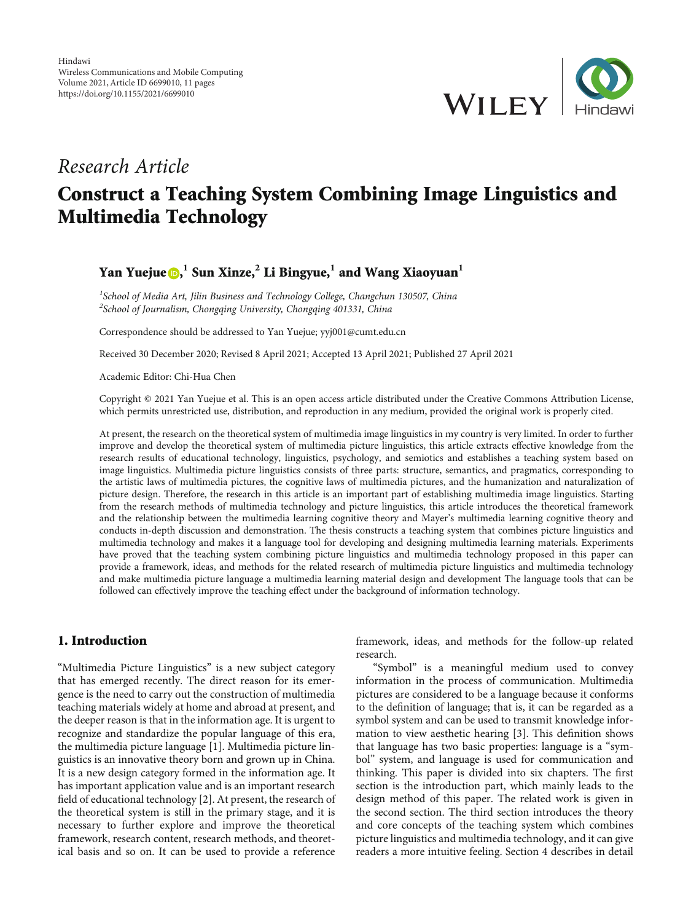Hindawi
Wireless Communications and Mobile Computing
Volume 2021, Article ID 6699010, 11 pages
https://doi.org/10.1155/2021/6699010

*Research Article*

# Construct a Teaching System Combining Image Linguistics and Multimedia Technology

**Yan Yuejue**,[1] **Sun Xinze**,[2] **Li Bingyue**,[1] **and Wang Xiaoyuan**[1]

[1] *School of Media Art, Jilin Business and Technology College, Changchun 130507, China*
[2] *School of Journalism, Chongqing University, Chongqing 401331, China*

Correspondence should be addressed to Yan Yuejue; yyj001@cumt.edu.cn

Received 30 December 2020; Revised 8 April 2021; Accepted 13 April 2021; Published 27 April 2021

Academic Editor: Chi-Hua Chen

Copyright © 2021 Yan Yuejue et al. This is an open access article distributed under the Creative Commons Attribution License, which permits unrestricted use, distribution, and reproduction in any medium, provided the original work is properly cited.

At present, the research on the theoretical system of multimedia image linguistics in my country is very limited. In order to further improve and develop the theoretical system of multimedia picture linguistics, this article extracts effective knowledge from the research results of educational technology, linguistics, psychology, and semiotics and establishes a teaching system based on image linguistics. Multimedia picture linguistics consists of three parts: structure, semantics, and pragmatics, corresponding to the artistic laws of multimedia pictures, the cognitive laws of multimedia pictures, and the humanization and naturalization of picture design. Therefore, the research in this article is an important part of establishing multimedia image linguistics. Starting from the research methods of multimedia technology and picture linguistics, this article introduces the theoretical framework and the relationship between the multimedia learning cognitive theory and Mayer's multimedia learning cognitive theory and conducts in-depth discussion and demonstration. The thesis constructs a teaching system that combines picture linguistics and multimedia technology and makes it a language tool for developing and designing multimedia learning materials. Experiments have proved that the teaching system combining picture linguistics and multimedia technology proposed in this paper can provide a framework, ideas, and methods for the related research of multimedia picture linguistics and multimedia technology and make multimedia picture language a multimedia learning material design and development The language tools that can be followed can effectively improve the teaching effect under the background of information technology.

## 1. Introduction

"Multimedia Picture Linguistics" is a new subject category that has emerged recently. The direct reason for its emergence is the need to carry out the construction of multimedia teaching materials widely at home and abroad at present, and the deeper reason is that in the information age. It is urgent to recognize and standardize the popular language of this era, the multimedia picture language [1]. Multimedia picture linguistics is an innovative theory born and grown up in China. It is a new design category formed in the information age. It has important application value and is an important research field of educational technology [2]. At present, the research of the theoretical system is still in the primary stage, and it is necessary to further explore and improve the theoretical framework, research content, research methods, and theoretical basis and so on. It can be used to provide a reference framework, ideas, and methods for the follow-up related research.

"Symbol" is a meaningful medium used to convey information in the process of communication. Multimedia pictures are considered to be a language because it conforms to the definition of language; that is, it can be regarded as a symbol system and can be used to transmit knowledge information to view aesthetic hearing [3]. This definition shows that language has two basic properties: language is a "symbol" system, and language is used for communication and thinking. This paper is divided into six chapters. The first section is the introduction part, which mainly leads to the design method of this paper. The related work is given in the second section. The third section introduces the theory and core concepts of the teaching system which combines picture linguistics and multimedia technology, and it can give readers a more intuitive feeling. Section 4 describes in detail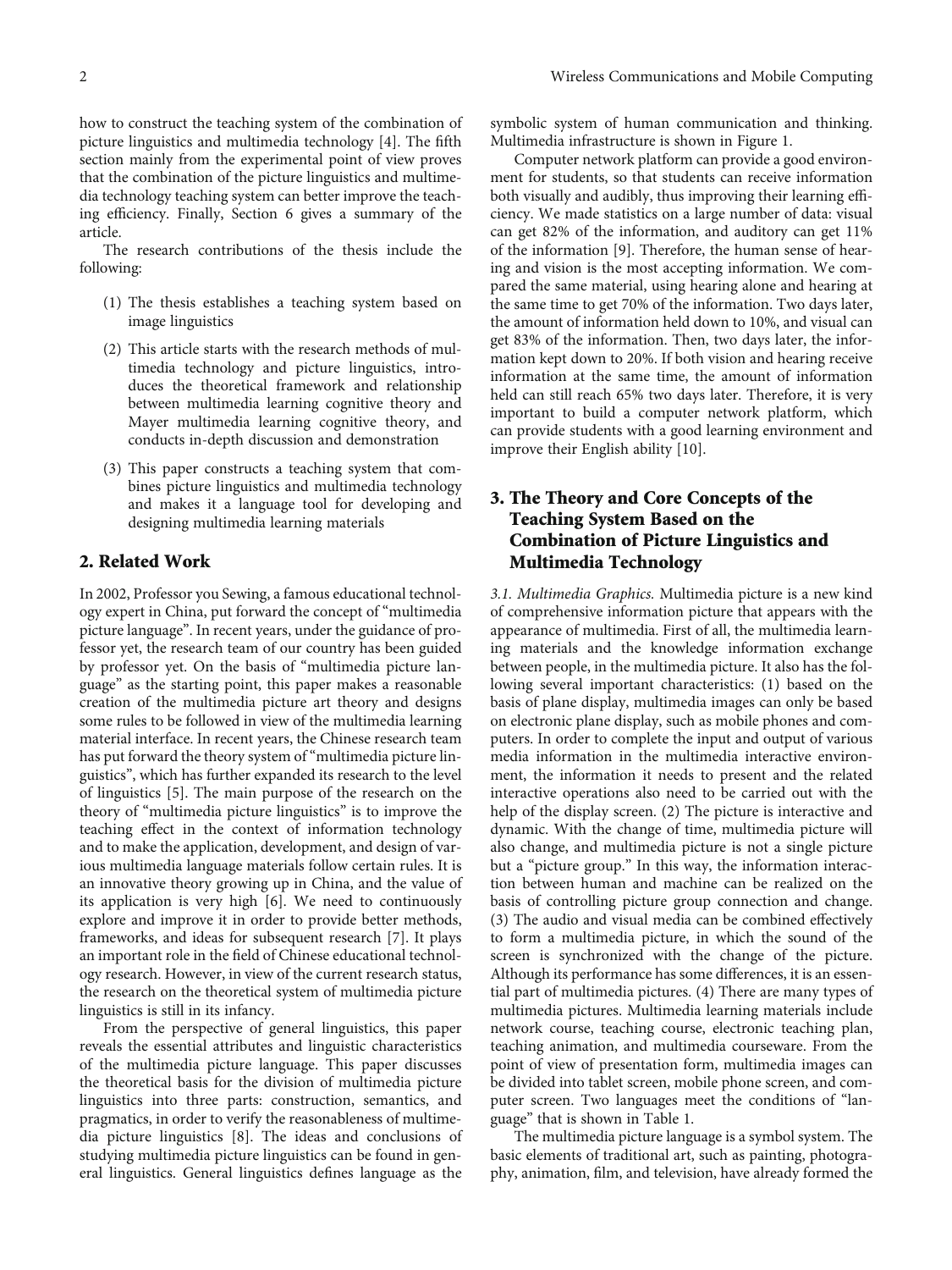how to construct the teaching system of the combination of picture linguistics and multimedia technology [4]. The fifth section mainly from the experimental point of view proves that the combination of the picture linguistics and multimedia technology teaching system can better improve the teaching efficiency. Finally, Section 6 gives a summary of the article.

The research contributions of the thesis include the following:

(1) The thesis establishes a teaching system based on image linguistics

(2) This article starts with the research methods of multimedia technology and picture linguistics, introduces the theoretical framework and relationship between multimedia learning cognitive theory and Mayer multimedia learning cognitive theory, and conducts in-depth discussion and demonstration

(3) This paper constructs a teaching system that combines picture linguistics and multimedia technology and makes it a language tool for developing and designing multimedia learning materials

## 2. Related Work

In 2002, Professor you Sewing, a famous educational technology expert in China, put forward the concept of "multimedia picture language". In recent years, under the guidance of professor yet, the research team of our country has been guided by professor yet. On the basis of "multimedia picture language" as the starting point, this paper makes a reasonable creation of the multimedia picture art theory and designs some rules to be followed in view of the multimedia learning material interface. In recent years, the Chinese research team has put forward the theory system of "multimedia picture linguistics", which has further expanded its research to the level of linguistics [5]. The main purpose of the research on the theory of "multimedia picture linguistics" is to improve the teaching effect in the context of information technology and to make the application, development, and design of various multimedia language materials follow certain rules. It is an innovative theory growing up in China, and the value of its application is very high [6]. We need to continuously explore and improve it in order to provide better methods, frameworks, and ideas for subsequent research [7]. It plays an important role in the field of Chinese educational technology research. However, in view of the current research status, the research on the theoretical system of multimedia picture linguistics is still in its infancy.

From the perspective of general linguistics, this paper reveals the essential attributes and linguistic characteristics of the multimedia picture language. This paper discusses the theoretical basis for the division of multimedia picture linguistics into three parts: construction, semantics, and pragmatics, in order to verify the reasonableness of multimedia picture linguistics [8]. The ideas and conclusions of studying multimedia picture linguistics can be found in general linguistics. General linguistics defines language as the symbolic system of human communication and thinking. Multimedia infrastructure is shown in Figure 1.

Computer network platform can provide a good environment for students, so that students can receive information both visually and audibly, thus improving their learning efficiency. We made statistics on a large number of data: visual can get 82% of the information, and auditory can get 11% of the information [9]. Therefore, the human sense of hearing and vision is the most accepting information. We compared the same material, using hearing alone and hearing at the same time to get 70% of the information. Two days later, the amount of information held down to 10%, and visual can get 83% of the information. Then, two days later, the information kept down to 20%. If both vision and hearing receive information at the same time, the amount of information held can still reach 65% two days later. Therefore, it is very important to build a computer network platform, which can provide students with a good learning environment and improve their English ability [10].

## 3. The Theory and Core Concepts of the Teaching System Based on the Combination of Picture Linguistics and Multimedia Technology

*3.1. Multimedia Graphics.* Multimedia picture is a new kind of comprehensive information picture that appears with the appearance of multimedia. First of all, the multimedia learning materials and the knowledge information exchange between people, in the multimedia picture. It also has the following several important characteristics: (1) based on the basis of plane display, multimedia images can only be based on electronic plane display, such as mobile phones and computers. In order to complete the input and output of various media information in the multimedia interactive environment, the information it needs to present and the related interactive operations also need to be carried out with the help of the display screen. (2) The picture is interactive and dynamic. With the change of time, multimedia picture will also change, and multimedia picture is not a single picture but a "picture group." In this way, the information interaction between human and machine can be realized on the basis of controlling picture group connection and change. (3) The audio and visual media can be combined effectively to form a multimedia picture, in which the sound of the screen is synchronized with the change of the picture. Although its performance has some differences, it is an essential part of multimedia pictures. (4) There are many types of multimedia pictures. Multimedia learning materials include network course, teaching course, electronic teaching plan, teaching animation, and multimedia courseware. From the point of view of presentation form, multimedia images can be divided into tablet screen, mobile phone screen, and computer screen. Two languages meet the conditions of "language" that is shown in Table 1.

The multimedia picture language is a symbol system. The basic elements of traditional art, such as painting, photography, animation, film, and television, have already formed the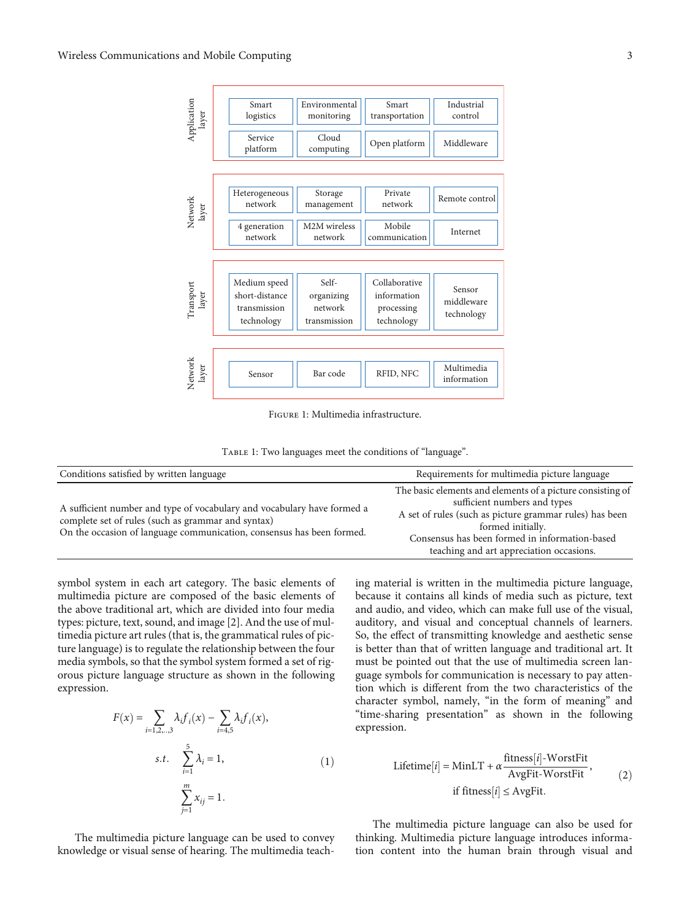| Layer | | | | |
|---|---|---|---|---|
| Application layer | Smart logistics | Environmental monitoring | Smart transportation | Industrial control |
| | Service platform | Cloud computing | Open platform | Middleware |
| Network layer | Heterogeneous network | Storage management | Private network | Remote control |
| | 4 generation network | M2M wireless network | Mobile communication | Internet |
| Transport layer | Medium speed short-distance transmission technology | Self-organizing network transmission | Collaborative information processing technology | Sensor middleware technology |
| Network layer | Sensor | Bar code | RFID, NFC | Multimedia information |

Figure 1: Multimedia infrastructure.

Table 1: Two languages meet the conditions of "language".

| Conditions satisfied by written language | Requirements for multimedia picture language |
|---|---|
| A sufficient number and type of vocabulary and vocabulary have formed a complete set of rules (such as grammar and syntax)<br>On the occasion of language communication, consensus has been formed. | The basic elements and elements of a picture consisting of sufficient numbers and types<br>A set of rules (such as picture grammar rules) has been formed initially.<br>Consensus has been formed in information-based teaching and art appreciation occasions. |

symbol system in each art category. The basic elements of multimedia picture are composed of the basic elements of the above traditional art, which are divided into four media types: picture, text, sound, and image [2]. And the use of multimedia picture art rules (that is, the grammatical rules of picture language) is to regulate the relationship between the four media symbols, so that the symbol system formed a set of rigorous picture language structure as shown in the following expression.

$$F(x) = \sum_{i=1,2,\ldots,3} \lambda_i f_i(x) - \sum_{i=4,5} \lambda_i f_i(x),$$
$$\text{s.t.} \quad \sum_{i=1}^{5} \lambda_i = 1, \tag{1}$$
$$\sum_{j=1}^{m} x_{ij} = 1.$$

The multimedia picture language can be used to convey knowledge or visual sense of hearing. The multimedia teaching material is written in the multimedia picture language, because it contains all kinds of media such as picture, text and audio, and video, which can make full use of the visual, auditory, and visual and conceptual channels of learners. So, the effect of transmitting knowledge and aesthetic sense is better than that of written language and traditional art. It must be pointed out that the use of multimedia screen language symbols for communication is necessary to pay attention which is different from the two characteristics of the character symbol, namely, "in the form of meaning" and "time-sharing presentation" as shown in the following expression.

$$\text{Lifetime}[i] = \text{MinLT} + \alpha \frac{\text{fitness}[i]\text{-WorstFit}}{\text{AvgFit-WorstFit}}, \quad \text{if fitness}[i] \leq \text{AvgFit}. \tag{2}$$

The multimedia picture language can also be used for thinking. Multimedia picture language introduces information content into the human brain through visual and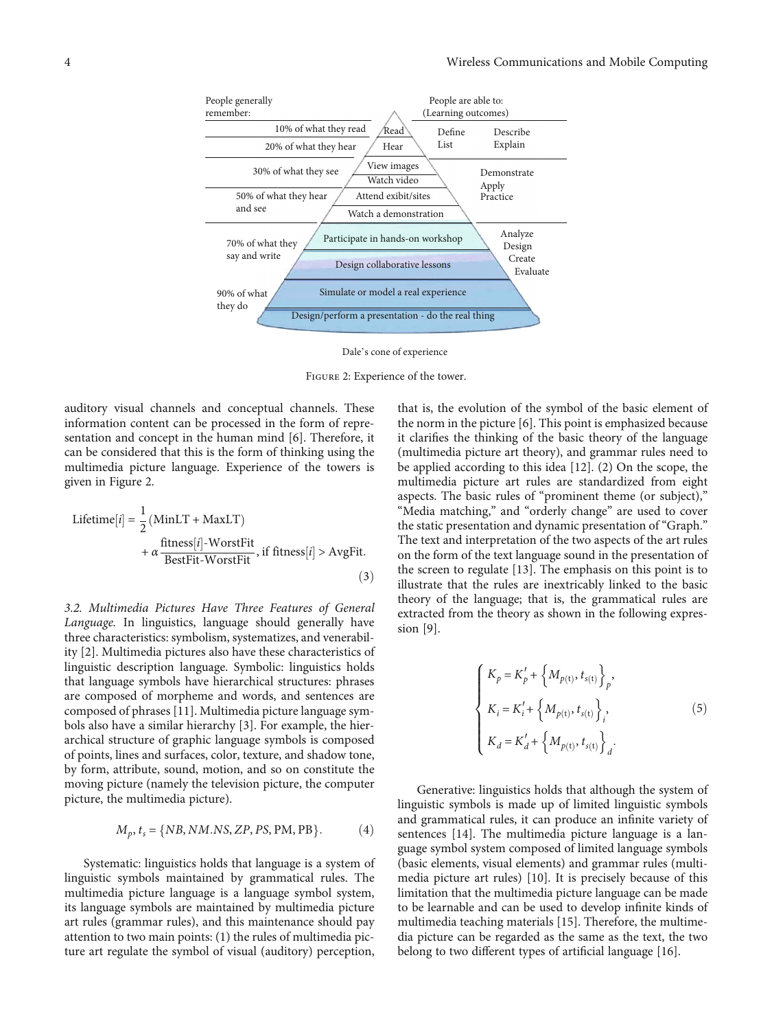People generally remember: | People are able to: (Learning outcomes)

| People generally remember | Cone level | People are able to (Learning outcomes) |
|---|---|---|
| 10% of what they read | Read | Define, List, Describe, Explain |
| 20% of what they hear | Hear | |
| 30% of what they see | View images; Watch video | Demonstrate, Apply, Practice |
| 50% of what they hear and see | Attend exibit/sites; Watch a demonstration | |
| 70% of what they say and write | Participate in hands-on workshop; Design collaborative lessons | Analyze, Design, Create, Evaluate |
| 90% of what they do | Simulate or model a real experience; Design/perform a presentation - do the real thing | |

Dale's cone of experience

Figure 2: Experience of the tower.

auditory visual channels and conceptual channels. These information content can be processed in the form of representation and concept in the human mind [6]. Therefore, it can be considered that this is the form of thinking using the multimedia picture language. Experience of the towers is given in Figure 2.

$$\text{Lifetime}[i] = \frac{1}{2}(\text{MinLT} + \text{MaxLT}) + \alpha \frac{\text{fitness}[i]\text{-WorstFit}}{\text{BestFit-WorstFit}}, \text{ if fitness}[i] > \text{AvgFit}. \quad (3)$$

*3.2. Multimedia Pictures Have Three Features of General Language.* In linguistics, language should generally have three characteristics: symbolism, systematizes, and venerability [2]. Multimedia pictures also have these characteristics of linguistic description language. Symbolic: linguistics holds that language symbols have hierarchical structures: phrases are composed of morpheme and words, and sentences are composed of phrases [11]. Multimedia picture language symbols also have a similar hierarchy [3]. For example, the hierarchical structure of graphic language symbols is composed of points, lines and surfaces, color, texture, and shadow tone, by form, attribute, sound, motion, and so on constitute the moving picture (namely the television picture, the computer picture, the multimedia picture).

$$M_p, t_s = \{NB, NM.NS, ZP, PS, \text{PM}, \text{PB}\}. \quad (4)$$

Systematic: linguistics holds that language is a system of linguistic symbols maintained by grammatical rules. The multimedia picture language is a language symbol system, its language symbols are maintained by multimedia picture art rules (grammar rules), and this maintenance should pay attention to two main points: (1) the rules of multimedia picture art regulate the symbol of visual (auditory) perception, that is, the evolution of the symbol of the basic element of the norm in the picture [6]. This point is emphasized because it clarifies the thinking of the basic theory of the language (multimedia picture art theory), and grammar rules need to be applied according to this idea [12]. (2) On the scope, the multimedia picture art rules are standardized from eight aspects. The basic rules of "prominent theme (or subject)," "Media matching," and "orderly change" are used to cover the static presentation and dynamic presentation of "Graph." The text and interpretation of the two aspects of the art rules on the form of the text language sound in the presentation of the screen to regulate [13]. The emphasis on this point is to illustrate that the rules are inextricably linked to the basic theory of the language; that is, the grammatical rules are extracted from the theory as shown in the following expression [9].

$$\begin{cases} K_p = K'_p + \left\{M_{p(\text{t})}, t_{s(\text{t})}\right\}_p, \\ K_i = K'_i + \left\{M_{p(\text{t})}, t_{s(\text{t})}\right\}_i, \\ K_d = K'_d + \left\{M_{p(\text{t})}, t_{s(\text{t})}\right\}_d. \end{cases} \quad (5)$$

Generative: linguistics holds that although the system of linguistic symbols is made up of limited linguistic symbols and grammatical rules, it can produce an infinite variety of sentences [14]. The multimedia picture language is a language symbol system composed of limited language symbols (basic elements, visual elements) and grammar rules (multimedia picture art rules) [10]. It is precisely because of this limitation that the multimedia picture language can be made to be learnable and can be used to develop infinite kinds of multimedia teaching materials [15]. Therefore, the multimedia picture can be regarded as the same as the text, the two belong to two different types of artificial language [16].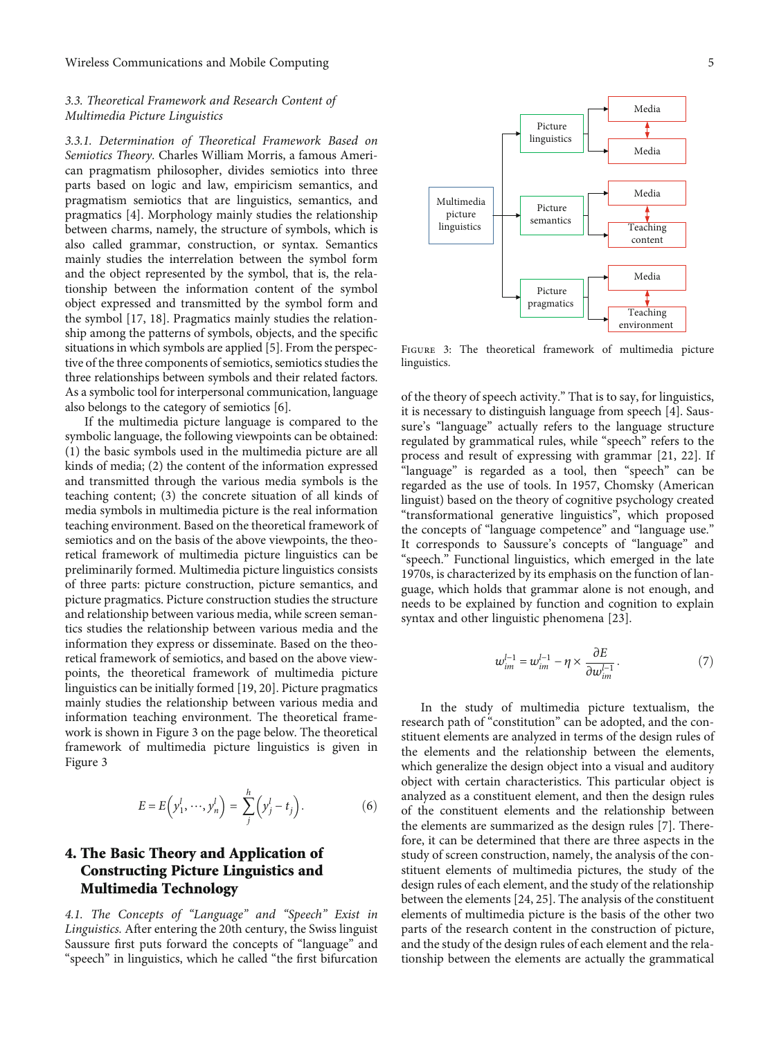### 3.3. Theoretical Framework and Research Content of Multimedia Picture Linguistics

*3.3.1. Determination of Theoretical Framework Based on Semiotics Theory.* Charles William Morris, a famous American pragmatism philosopher, divides semiotics into three parts based on logic and law, empiricism semantics, and pragmatism semiotics that are linguistics, semantics, and pragmatics [4]. Morphology mainly studies the relationship between charms, namely, the structure of symbols, which is also called grammar, construction, or syntax. Semantics mainly studies the interrelation between the symbol form and the object represented by the symbol, that is, the relationship between the information content of the symbol object expressed and transmitted by the symbol form and the symbol [17, 18]. Pragmatics mainly studies the relationship among the patterns of symbols, objects, and the specific situations in which symbols are applied [5]. From the perspective of the three components of semiotics, semiotics studies the three relationships between symbols and their related factors. As a symbolic tool for interpersonal communication, language also belongs to the category of semiotics [6].

If the multimedia picture language is compared to the symbolic language, the following viewpoints can be obtained: (1) the basic symbols used in the multimedia picture are all kinds of media; (2) the content of the information expressed and transmitted through the various media symbols is the teaching content; (3) the concrete situation of all kinds of media symbols in multimedia picture is the real information teaching environment. Based on the theoretical framework of semiotics and on the basis of the above viewpoints, the theoretical framework of multimedia picture linguistics can be preliminarily formed. Multimedia picture linguistics consists of three parts: picture construction, picture semantics, and picture pragmatics. Picture construction studies the structure and relationship between various media, while screen semantics studies the relationship between various media and the information they express or disseminate. Based on the theoretical framework of semiotics, and based on the above viewpoints, the theoretical framework of multimedia picture linguistics can be initially formed [19, 20]. Picture pragmatics mainly studies the relationship between various media and information teaching environment. The theoretical framework is shown in Figure 3 on the page below. The theoretical framework of multimedia picture linguistics is given in Figure 3

$$E = E\left(y_1^l, \cdots, y_n^l\right) = \sum_j^h \left(y_j^l - t_j\right). \tag{6}$$

Figure 3: The theoretical framework of multimedia picture linguistics.

## 4. The Basic Theory and Application of Constructing Picture Linguistics and Multimedia Technology

*4.1. The Concepts of "Language" and "Speech" Exist in Linguistics.* After entering the 20th century, the Swiss linguist Saussure first puts forward the concepts of "language" and "speech" in linguistics, which he called "the first bifurcation of the theory of speech activity." That is to say, for linguistics, it is necessary to distinguish language from speech [4]. Saussure's "language" actually refers to the language structure regulated by grammatical rules, while "speech" refers to the process and result of expressing with grammar [21, 22]. If "language" is regarded as a tool, then "speech" can be regarded as the use of tools. In 1957, Chomsky (American linguist) based on the theory of cognitive psychology created "transformational generative linguistics", which proposed the concepts of "language competence" and "language use." It corresponds to Saussure's concepts of "language" and "speech." Functional linguistics, which emerged in the late 1970s, is characterized by its emphasis on the function of language, which holds that grammar alone is not enough, and needs to be explained by function and cognition to explain syntax and other linguistic phenomena [23].

$$w_{im}^{l-1} = w_{im}^{l-1} - \eta \times \frac{\partial E}{\partial w_{im}^{l-1}}. \tag{7}$$

In the study of multimedia picture textualism, the research path of "constitution" can be adopted, and the constituent elements are analyzed in terms of the design rules of the elements and the relationship between the elements, which generalize the design object into a visual and auditory object with certain characteristics. This particular object is analyzed as a constituent element, and then the design rules of the constituent elements and the relationship between the elements are summarized as the design rules [7]. Therefore, it can be determined that there are three aspects in the study of screen construction, namely, the analysis of the constituent elements of multimedia pictures, the study of the design rules of each element, and the study of the relationship between the elements [24, 25]. The analysis of the constituent elements of multimedia picture is the basis of the other two parts of the research content in the construction of picture, and the study of the design rules of each element and the relationship between the elements are actually the grammatical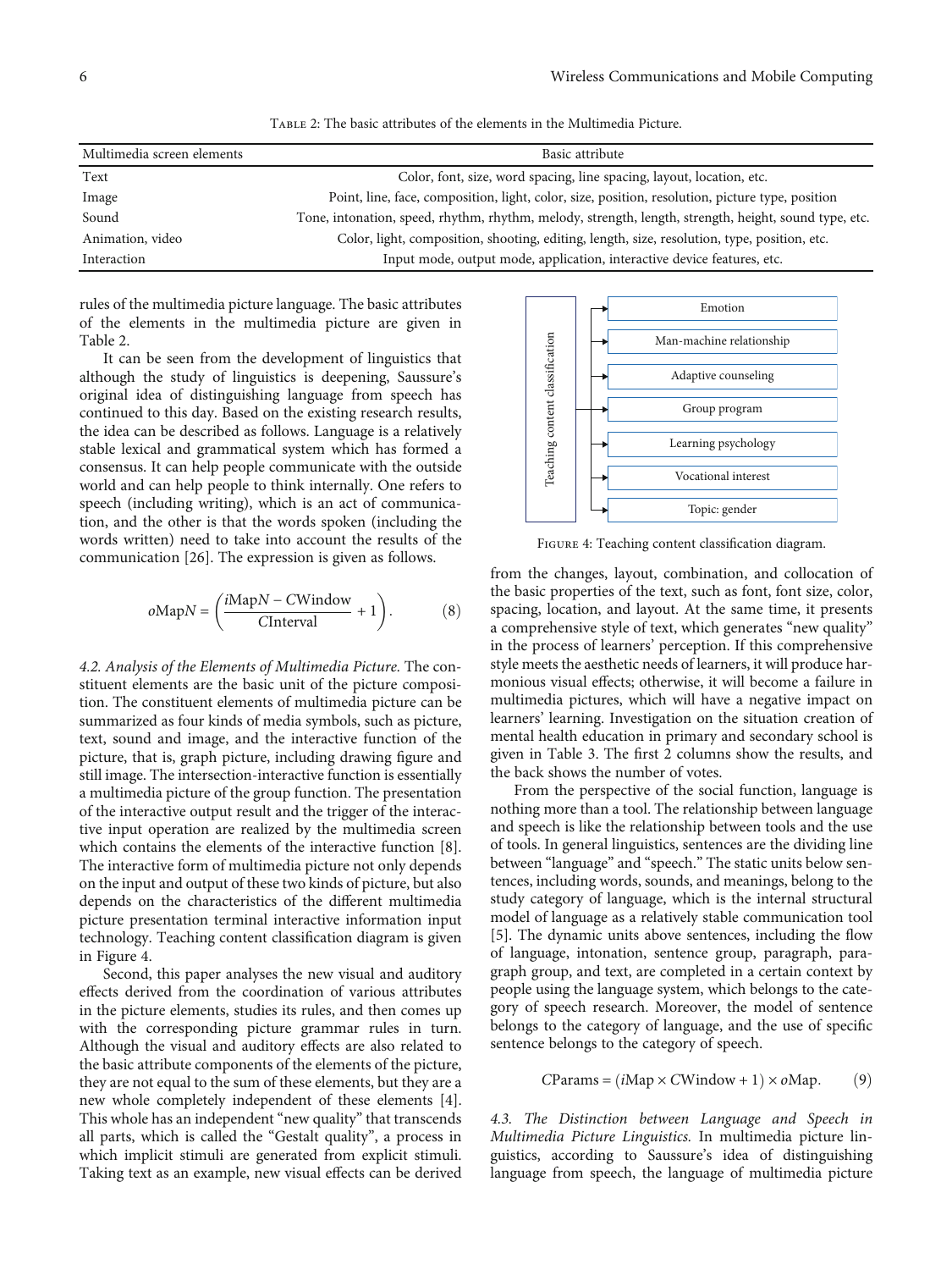Table 2: The basic attributes of the elements in the Multimedia Picture.

| Multimedia screen elements | Basic attribute |
|---|---|
| Text | Color, font, size, word spacing, line spacing, layout, location, etc. |
| Image | Point, line, face, composition, light, color, size, position, resolution, picture type, position |
| Sound | Tone, intonation, speed, rhythm, rhythm, melody, strength, length, strength, height, sound type, etc. |
| Animation, video | Color, light, composition, shooting, editing, length, size, resolution, type, position, etc. |
| Interaction | Input mode, output mode, application, interactive device features, etc. |

rules of the multimedia picture language. The basic attributes of the elements in the multimedia picture are given in Table 2.

It can be seen from the development of linguistics that although the study of linguistics is deepening, Saussure's original idea of distinguishing language from speech has continued to this day. Based on the existing research results, the idea can be described as follows. Language is a relatively stable lexical and grammatical system which has formed a consensus. It can help people communicate with the outside world and can help people to think internally. One refers to speech (including writing), which is an act of communication, and the other is that the words spoken (including the words written) need to take into account the results of the communication [26]. The expression is given as follows.

$$oMapN = \left(\frac{iMapN - CWindow}{CInterval} + 1\right). \tag{8}$$

*4.2. Analysis of the Elements of Multimedia Picture.* The constituent elements are the basic unit of the picture composition. The constituent elements of multimedia picture can be summarized as four kinds of media symbols, such as picture, text, sound and image, and the interactive function of the picture, that is, graph picture, including drawing figure and still image. The intersection-interactive function is essentially a multimedia picture of the group function. The presentation of the interactive output result and the trigger of the interactive input operation are realized by the multimedia screen which contains the elements of the interactive function [8]. The interactive form of multimedia picture not only depends on the input and output of these two kinds of picture, but also depends on the characteristics of the different multimedia picture presentation terminal interactive information input technology. Teaching content classification diagram is given in Figure 4.

Second, this paper analyses the new visual and auditory effects derived from the coordination of various attributes in the picture elements, studies its rules, and then comes up with the corresponding picture grammar rules in turn. Although the visual and auditory effects are also related to the basic attribute components of the elements of the picture, they are not equal to the sum of these elements, but they are a new whole completely independent of these elements [4]. This whole has an independent "new quality" that transcends all parts, which is called the "Gestalt quality", a process in which implicit stimuli are generated from explicit stimuli. Taking text as an example, new visual effects can be derived from the changes, layout, combination, and collocation of the basic properties of the text, such as font, font size, color, spacing, location, and layout. At the same time, it presents a comprehensive style of text, which generates "new quality" in the process of learners' perception. If this comprehensive style meets the aesthetic needs of learners, it will produce harmonious visual effects; otherwise, it will become a failure in multimedia pictures, which will have a negative impact on learners' learning. Investigation on the situation creation of mental health education in primary and secondary school is given in Table 3. The first 2 columns show the results, and the back shows the number of votes.

Teaching content classification: Emotion; Man-machine relationship; Adaptive counseling; Group program; Learning psychology; Vocational interest; Topic: gender

Figure 4: Teaching content classification diagram.

From the perspective of the social function, language is nothing more than a tool. The relationship between language and speech is like the relationship between tools and the use of tools. In general linguistics, sentences are the dividing line between "language" and "speech." The static units below sentences, including words, sounds, and meanings, belong to the study category of language, which is the internal structural model of language as a relatively stable communication tool [5]. The dynamic units above sentences, including the flow of language, intonation, sentence group, paragraph, paragraph group, and text, are completed in a certain context by people using the language system, which belongs to the category of speech research. Moreover, the model of sentence belongs to the category of language, and the use of specific sentence belongs to the category of speech.

$$CParams = (iMap \times CWindow + 1) \times oMap. \tag{9}$$

*4.3. The Distinction between Language and Speech in Multimedia Picture Linguistics.* In multimedia picture linguistics, according to Saussure's idea of distinguishing language from speech, the language of multimedia picture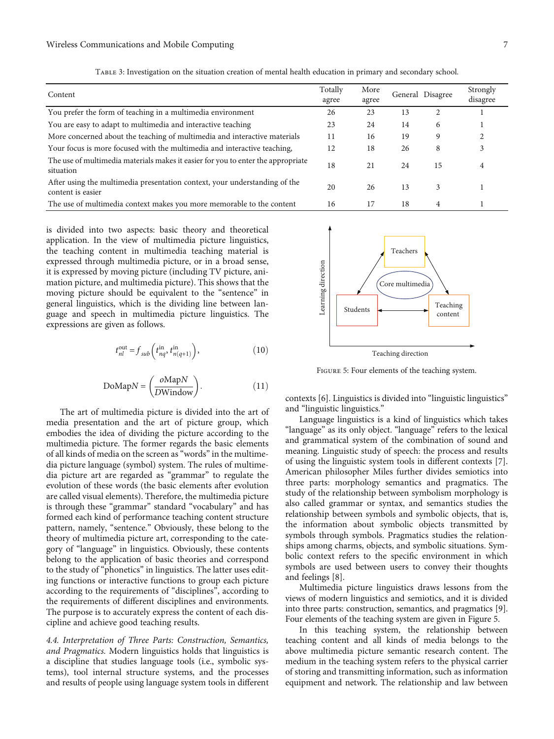Table 3: Investigation on the situation creation of mental health education in primary and secondary school.

| Content | Totally agree | More agree | General | Disagree | Strongly disagree |
|---|---|---|---|---|---|
| You prefer the form of teaching in a multimedia environment | 26 | 23 | 13 | 2 | 1 |
| You are easy to adapt to multimedia and interactive teaching | 23 | 24 | 14 | 6 | 1 |
| More concerned about the teaching of multimedia and interactive materials | 11 | 16 | 19 | 9 | 2 |
| Your focus is more focused with the multimedia and interactive teaching, | 12 | 18 | 26 | 8 | 3 |
| The use of multimedia materials makes it easier for you to enter the appropriate situation | 18 | 21 | 24 | 15 | 4 |
| After using the multimedia presentation context, your understanding of the content is easier | 20 | 26 | 13 | 3 | 1 |
| The use of multimedia context makes you more memorable to the content | 16 | 17 | 18 | 4 | 1 |

is divided into two aspects: basic theory and theoretical application. In the view of multimedia picture linguistics, the teaching content in multimedia teaching material is expressed through multimedia picture, or in a broad sense, it is expressed by moving picture (including TV picture, animation picture, and multimedia picture). This shows that the moving picture should be equivalent to the "sentence" in general linguistics, which is the dividing line between language and speech in multimedia picture linguistics. The expressions are given as follows.

$$t_{nl}^{\text{out}} = f_{sub}\left(t_{nq}^{\text{in}}, t_{n(q+1)}^{\text{in}}\right), \tag{10}$$

$$\text{DoMap}N = \left(\frac{o\text{Map}N}{D\text{Window}}\right). \tag{11}$$

The art of multimedia picture is divided into the art of media presentation and the art of picture group, which embodies the idea of dividing the picture according to the multimedia picture. The former regards the basic elements of all kinds of media on the screen as "words" in the multimedia picture language (symbol) system. The rules of multimedia picture art are regarded as "grammar" to regulate the evolution of these words (the basic elements after evolution are called visual elements). Therefore, the multimedia picture is through these "grammar" standard "vocabulary" and has formed each kind of performance teaching content structure pattern, namely, "sentence." Obviously, these belong to the theory of multimedia picture art, corresponding to the category of "language" in linguistics. Obviously, these contents belong to the application of basic theories and correspond to the study of "phonetics" in linguistics. The latter uses editing functions or interactive functions to group each picture according to the requirements of "disciplines", according to the requirements of different disciplines and environments. The purpose is to accurately express the content of each discipline and achieve good teaching results.

*4.4. Interpretation of Three Parts: Construction, Semantics, and Pragmatics.* Modern linguistics holds that linguistics is a discipline that studies language tools (i.e., symbolic systems), tool internal structure systems, and the processes and results of people using language system tools in different contexts [6]. Linguistics is divided into "linguistic linguistics" and "linguistic linguistics."

Figure 5: Four elements of the teaching system.

Language linguistics is a kind of linguistics which takes "language" as its only object. "language" refers to the lexical and grammatical system of the combination of sound and meaning. Linguistic study of speech: the process and results of using the linguistic system tools in different contexts [7]. American philosopher Miles further divides semiotics into three parts: morphology semantics and pragmatics. The study of the relationship between symbolism morphology is also called grammar or syntax, and semantics studies the relationship between symbols and symbolic objects, that is, the information about symbolic objects transmitted by symbols through symbols. Pragmatics studies the relationships among charms, objects, and symbolic situations. Symbolic context refers to the specific environment in which symbols are used between users to convey their thoughts and feelings [8].

Multimedia picture linguistics draws lessons from the views of modern linguistics and semiotics, and it is divided into three parts: construction, semantics, and pragmatics [9]. Four elements of the teaching system are given in Figure 5.

In this teaching system, the relationship between teaching content and all kinds of media belongs to the above multimedia picture semantic research content. The medium in the teaching system refers to the physical carrier of storing and transmitting information, such as information equipment and network. The relationship and law between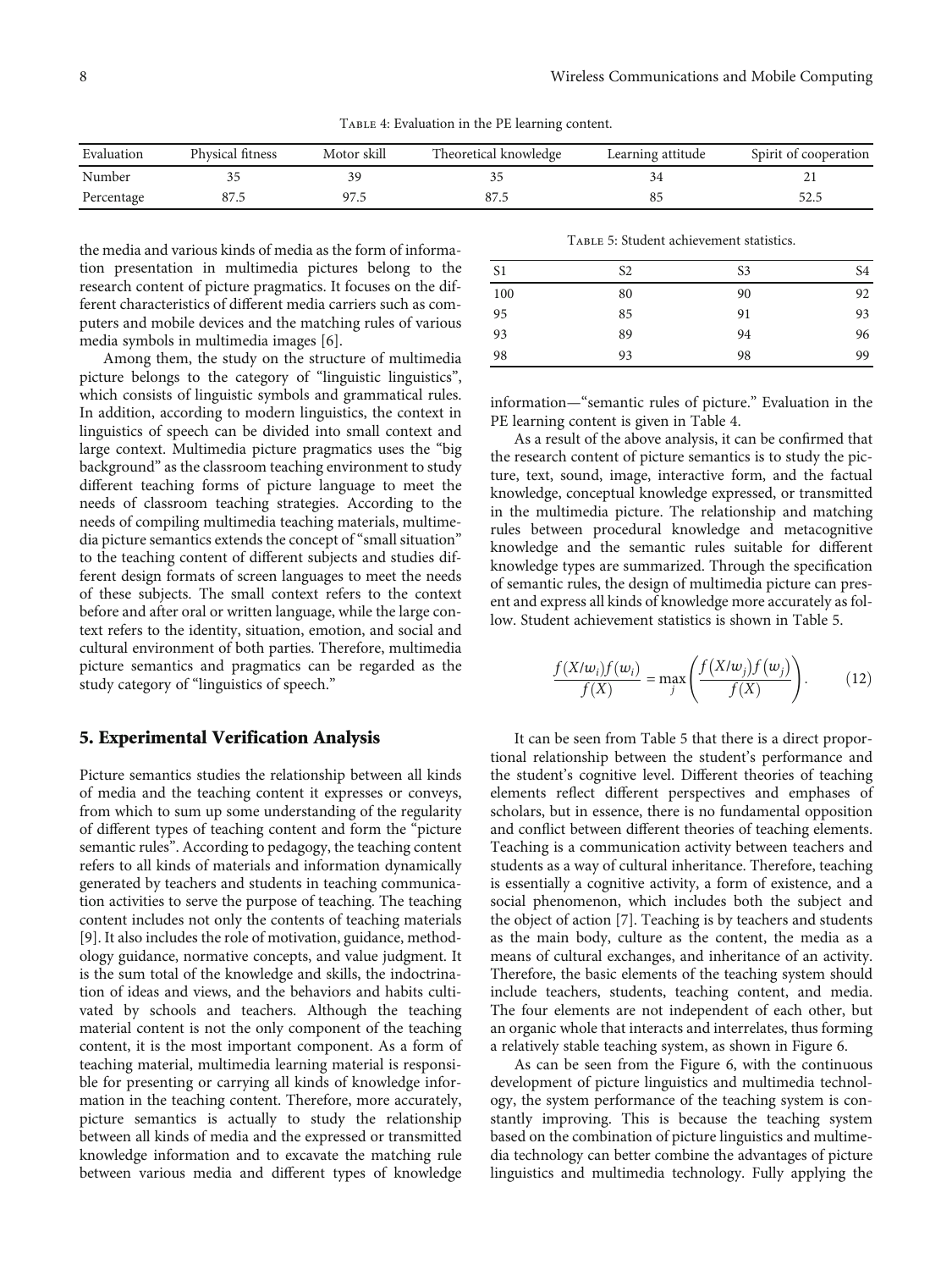Table 4: Evaluation in the PE learning content.

| Evaluation | Physical fitness | Motor skill | Theoretical knowledge | Learning attitude | Spirit of cooperation |
|---|---|---|---|---|---|
| Number | 35 | 39 | 35 | 34 | 21 |
| Percentage | 87.5 | 97.5 | 87.5 | 85 | 52.5 |

the media and various kinds of media as the form of information presentation in multimedia pictures belong to the research content of picture pragmatics. It focuses on the different characteristics of different media carriers such as computers and mobile devices and the matching rules of various media symbols in multimedia images [6].

Among them, the study on the structure of multimedia picture belongs to the category of "linguistic linguistics", which consists of linguistic symbols and grammatical rules. In addition, according to modern linguistics, the context in linguistics of speech can be divided into small context and large context. Multimedia picture pragmatics uses the "big background" as the classroom teaching environment to study different teaching forms of picture language to meet the needs of classroom teaching strategies. According to the needs of compiling multimedia teaching materials, multimedia picture semantics extends the concept of "small situation" to the teaching content of different subjects and studies different design formats of screen languages to meet the needs of these subjects. The small context refers to the context before and after oral or written language, while the large context refers to the identity, situation, emotion, and social and cultural environment of both parties. Therefore, multimedia picture semantics and pragmatics can be regarded as the study category of "linguistics of speech."

## 5. Experimental Verification Analysis

Picture semantics studies the relationship between all kinds of media and the teaching content it expresses or conveys, from which to sum up some understanding of the regularity of different types of teaching content and form the "picture semantic rules". According to pedagogy, the teaching content refers to all kinds of materials and information dynamically generated by teachers and students in teaching communication activities to serve the purpose of teaching. The teaching content includes not only the contents of teaching materials [9]. It also includes the role of motivation, guidance, methodology guidance, normative concepts, and value judgment. It is the sum total of the knowledge and skills, the indoctrination of ideas and views, and the behaviors and habits cultivated by schools and teachers. Although the teaching material content is not the only component of the teaching content, it is the most important component. As a form of teaching material, multimedia learning material is responsible for presenting or carrying all kinds of knowledge information in the teaching content. Therefore, more accurately, picture semantics is actually to study the relationship between all kinds of media and the expressed or transmitted knowledge information and to excavate the matching rule between various media and different types of knowledge information—"semantic rules of picture." Evaluation in the PE learning content is given in Table 4.

Table 5: Student achievement statistics.

| S1 | S2 | S3 | S4 |
|---|---|---|---|
| 100 | 80 | 90 | 92 |
| 95 | 85 | 91 | 93 |
| 93 | 89 | 94 | 96 |
| 98 | 93 | 98 | 99 |

As a result of the above analysis, it can be confirmed that the research content of picture semantics is to study the picture, text, sound, image, interactive form, and the factual knowledge, conceptual knowledge expressed, or transmitted in the multimedia picture. The relationship and matching rules between procedural knowledge and metacognitive knowledge and the semantic rules suitable for different knowledge types are summarized. Through the specification of semantic rules, the design of multimedia picture can present and express all kinds of knowledge more accurately as follow. Student achievement statistics is shown in Table 5.

$$\frac{f(X/w_i)f(w_i)}{f(X)} = \max_j \left( \frac{f(X/w_j)f(w_j)}{f(X)} \right). \tag{12}$$

It can be seen from Table 5 that there is a direct proportional relationship between the student's performance and the student's cognitive level. Different theories of teaching elements reflect different perspectives and emphases of scholars, but in essence, there is no fundamental opposition and conflict between different theories of teaching elements. Teaching is a communication activity between teachers and students as a way of cultural inheritance. Therefore, teaching is essentially a cognitive activity, a form of existence, and a social phenomenon, which includes both the subject and the object of action [7]. Teaching is by teachers and students as the main body, culture as the content, the media as a means of cultural exchanges, and inheritance of an activity. Therefore, the basic elements of the teaching system should include teachers, students, teaching content, and media. The four elements are not independent of each other, but an organic whole that interacts and interrelates, thus forming a relatively stable teaching system, as shown in Figure 6.

As can be seen from the Figure 6, with the continuous development of picture linguistics and multimedia technology, the system performance of the teaching system is constantly improving. This is because the teaching system based on the combination of picture linguistics and multimedia technology can better combine the advantages of picture linguistics and multimedia technology. Fully applying the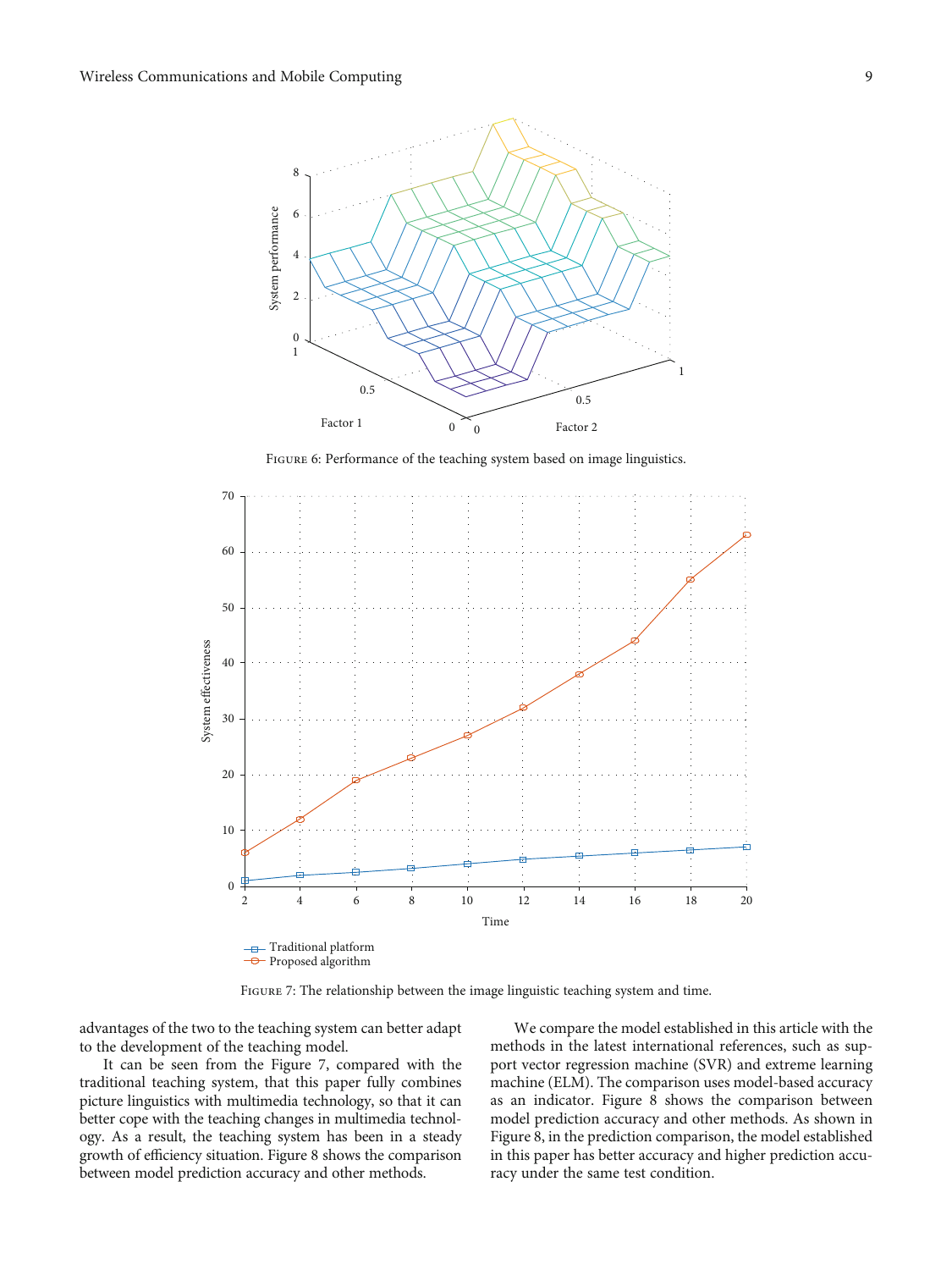Figure 6: Performance of the teaching system based on image linguistics.

Figure 7: The relationship between the image linguistic teaching system and time.

advantages of the two to the teaching system can better adapt to the development of the teaching model.

It can be seen from the Figure 7, compared with the traditional teaching system, that this paper fully combines picture linguistics with multimedia technology, so that it can better cope with the teaching changes in multimedia technology. As a result, the teaching system has been in a steady growth of efficiency situation. Figure 8 shows the comparison between model prediction accuracy and other methods.

We compare the model established in this article with the methods in the latest international references, such as support vector regression machine (SVR) and extreme learning machine (ELM). The comparison uses model-based accuracy as an indicator. Figure 8 shows the comparison between model prediction accuracy and other methods. As shown in Figure 8, in the prediction comparison, the model established in this paper has better accuracy and higher prediction accuracy under the same test condition.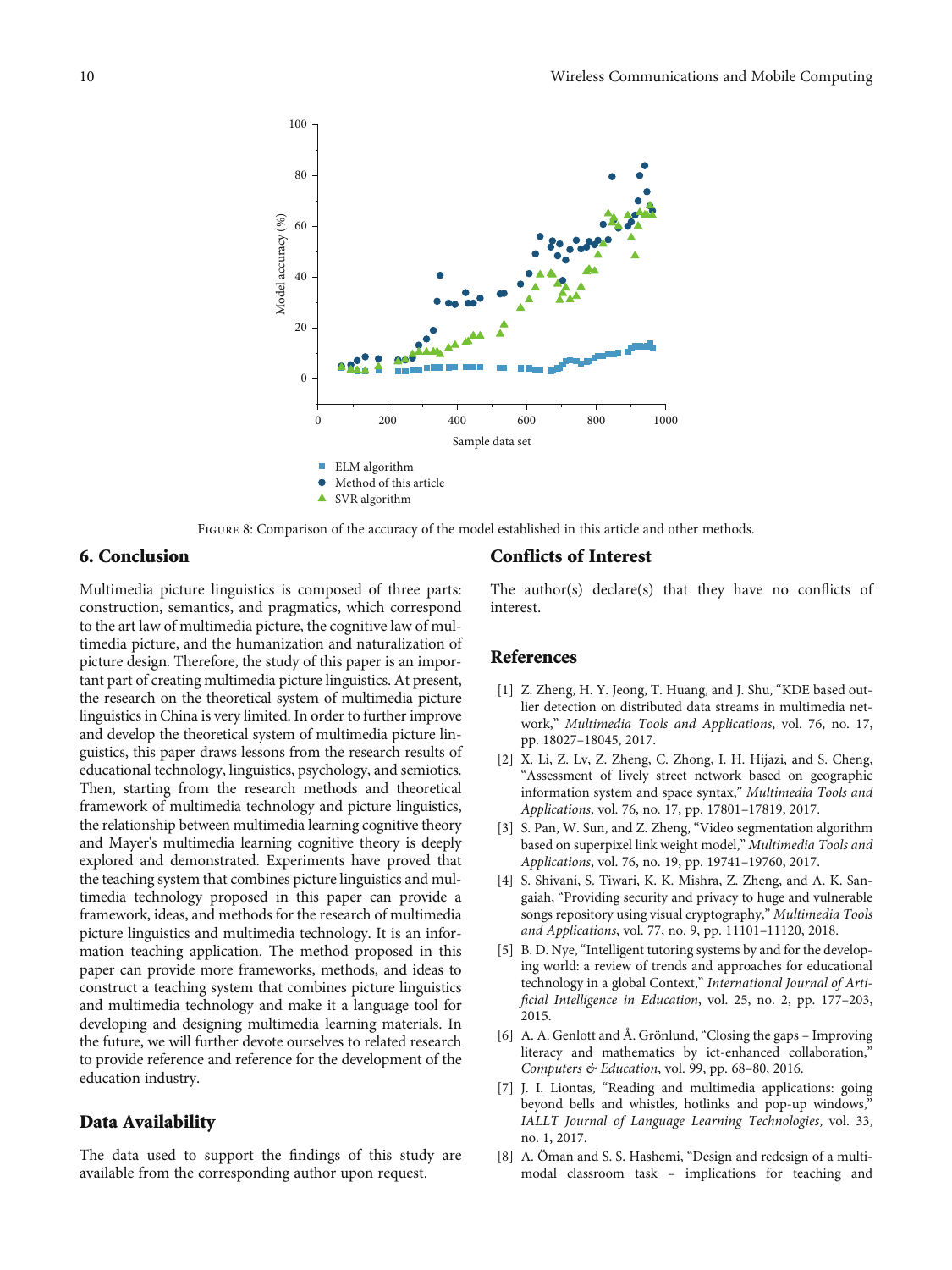Figure 8: Comparison of the accuracy of the model established in this article and other methods.

## 6. Conclusion

Multimedia picture linguistics is composed of three parts: construction, semantics, and pragmatics, which correspond to the art law of multimedia picture, the cognitive law of multimedia picture, and the humanization and naturalization of picture design. Therefore, the study of this paper is an important part of creating multimedia picture linguistics. At present, the research on the theoretical system of multimedia picture linguistics in China is very limited. In order to further improve and develop the theoretical system of multimedia picture linguistics, this paper draws lessons from the research results of educational technology, linguistics, psychology, and semiotics. Then, starting from the research methods and theoretical framework of multimedia technology and picture linguistics, the relationship between multimedia learning cognitive theory and Mayer's multimedia learning cognitive theory is deeply explored and demonstrated. Experiments have proved that the teaching system that combines picture linguistics and multimedia technology proposed in this paper can provide a framework, ideas, and methods for the research of multimedia picture linguistics and multimedia technology. It is an information teaching application. The method proposed in this paper can provide more frameworks, methods, and ideas to construct a teaching system that combines picture linguistics and multimedia technology and make it a language tool for developing and designing multimedia learning materials. In the future, we will further devote ourselves to related research to provide reference and reference for the development of the education industry.

## Data Availability

The data used to support the findings of this study are available from the corresponding author upon request.

## Conflicts of Interest

The author(s) declare(s) that they have no conflicts of interest.

## References

[1] Z. Zheng, H. Y. Jeong, T. Huang, and J. Shu, "KDE based outlier detection on distributed data streams in multimedia network," *Multimedia Tools and Applications*, vol. 76, no. 17, pp. 18027–18045, 2017.

[2] X. Li, Z. Lv, Z. Zheng, C. Zhong, I. H. Hijazi, and S. Cheng, "Assessment of lively street network based on geographic information system and space syntax," *Multimedia Tools and Applications*, vol. 76, no. 17, pp. 17801–17819, 2017.

[3] S. Pan, W. Sun, and Z. Zheng, "Video segmentation algorithm based on superpixel link weight model," *Multimedia Tools and Applications*, vol. 76, no. 19, pp. 19741–19760, 2017.

[4] S. Shivani, S. Tiwari, K. K. Mishra, Z. Zheng, and A. K. Sangaiah, "Providing security and privacy to huge and vulnerable songs repository using visual cryptography," *Multimedia Tools and Applications*, vol. 77, no. 9, pp. 11101–11120, 2018.

[5] B. D. Nye, "Intelligent tutoring systems by and for the developing world: a review of trends and approaches for educational technology in a global Context," *International Journal of Artificial Intelligence in Education*, vol. 25, no. 2, pp. 177–203, 2015.

[6] A. A. Genlott and Å. Grönlund, "Closing the gaps – Improving literacy and mathematics by ict-enhanced collaboration," *Computers & Education*, vol. 99, pp. 68–80, 2016.

[7] J. I. Liontas, "Reading and multimedia applications: going beyond bells and whistles, hotlinks and pop-up windows," *IALLT Journal of Language Learning Technologies*, vol. 33, no. 1, 2017.

[8] A. Öman and S. S. Hashemi, "Design and redesign of a multimodal classroom task – implications for teaching and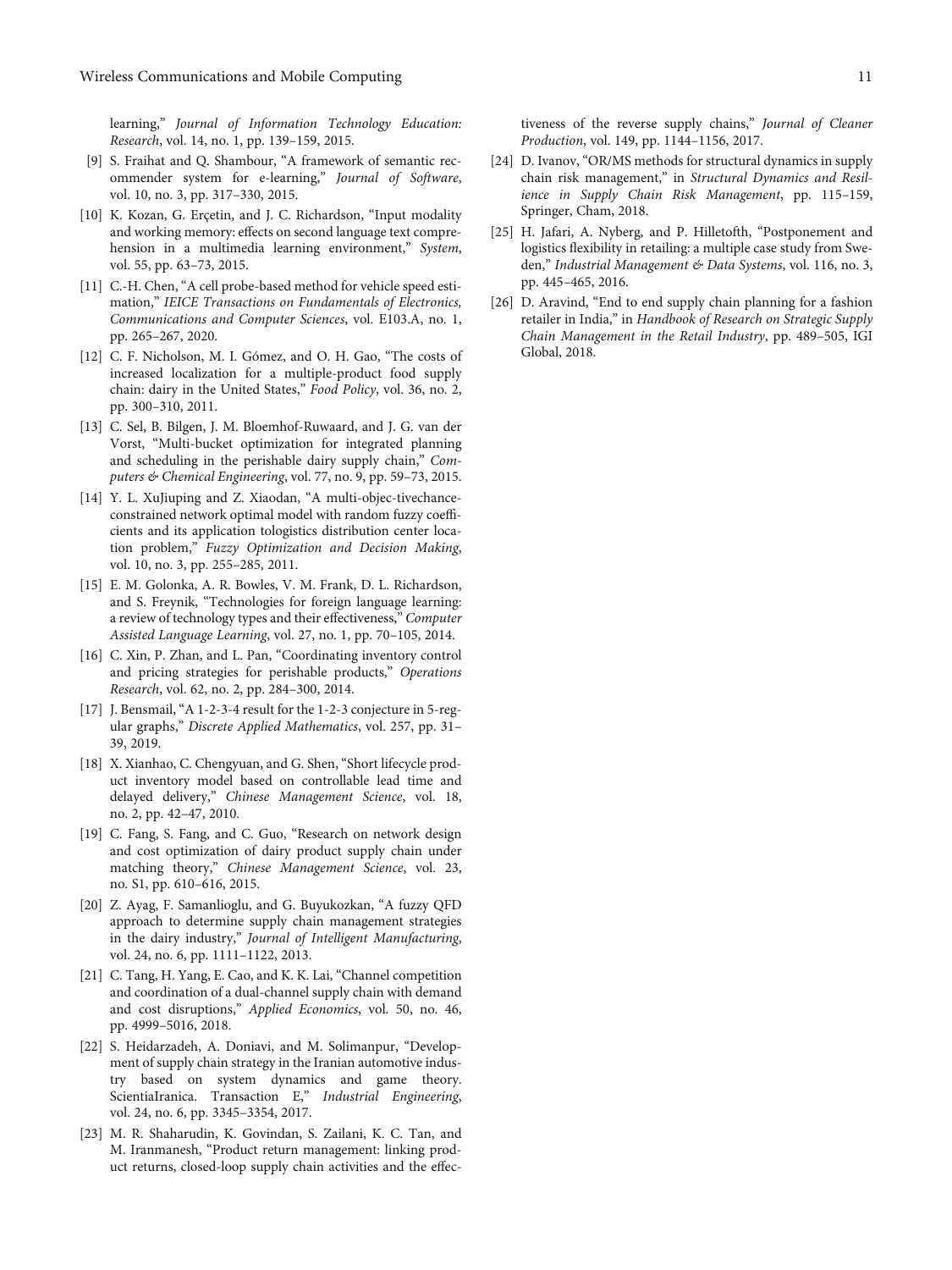learning," *Journal of Information Technology Education: Research*, vol. 14, no. 1, pp. 139–159, 2015.

[9] S. Fraihat and Q. Shambour, "A framework of semantic recommender system for e-learning," *Journal of Software*, vol. 10, no. 3, pp. 317–330, 2015.

[10] K. Kozan, G. Erçetin, and J. C. Richardson, "Input modality and working memory: effects on second language text comprehension in a multimedia learning environment," *System*, vol. 55, pp. 63–73, 2015.

[11] C.-H. Chen, "A cell probe-based method for vehicle speed estimation," *IEICE Transactions on Fundamentals of Electronics, Communications and Computer Sciences*, vol. E103.A, no. 1, pp. 265–267, 2020.

[12] C. F. Nicholson, M. I. Gómez, and O. H. Gao, "The costs of increased localization for a multiple-product food supply chain: dairy in the United States," *Food Policy*, vol. 36, no. 2, pp. 300–310, 2011.

[13] C. Sel, B. Bilgen, J. M. Bloemhof-Ruwaard, and J. G. van der Vorst, "Multi-bucket optimization for integrated planning and scheduling in the perishable dairy supply chain," *Computers & Chemical Engineering*, vol. 77, no. 9, pp. 59–73, 2015.

[14] Y. L. XuJiuping and Z. Xiaodan, "A multi-objec-tivechance-constrained network optimal model with random fuzzy coefficients and its application tologistics distribution center location problem," *Fuzzy Optimization and Decision Making*, vol. 10, no. 3, pp. 255–285, 2011.

[15] E. M. Golonka, A. R. Bowles, V. M. Frank, D. L. Richardson, and S. Freynik, "Technologies for foreign language learning: a review of technology types and their effectiveness," *Computer Assisted Language Learning*, vol. 27, no. 1, pp. 70–105, 2014.

[16] C. Xin, P. Zhan, and L. Pan, "Coordinating inventory control and pricing strategies for perishable products," *Operations Research*, vol. 62, no. 2, pp. 284–300, 2014.

[17] J. Bensmail, "A 1-2-3-4 result for the 1-2-3 conjecture in 5-regular graphs," *Discrete Applied Mathematics*, vol. 257, pp. 31–39, 2019.

[18] X. Xianhao, C. Chengyuan, and G. Shen, "Short lifecycle product inventory model based on controllable lead time and delayed delivery," *Chinese Management Science*, vol. 18, no. 2, pp. 42–47, 2010.

[19] C. Fang, S. Fang, and C. Guo, "Research on network design and cost optimization of dairy product supply chain under matching theory," *Chinese Management Science*, vol. 23, no. S1, pp. 610–616, 2015.

[20] Z. Ayag, F. Samanlioglu, and G. Buyukozkan, "A fuzzy QFD approach to determine supply chain management strategies in the dairy industry," *Journal of Intelligent Manufacturing*, vol. 24, no. 6, pp. 1111–1122, 2013.

[21] C. Tang, H. Yang, E. Cao, and K. K. Lai, "Channel competition and coordination of a dual-channel supply chain with demand and cost disruptions," *Applied Economics*, vol. 50, no. 46, pp. 4999–5016, 2018.

[22] S. Heidarzadeh, A. Doniavi, and M. Solimanpur, "Development of supply chain strategy in the Iranian automotive industry based on system dynamics and game theory. ScientiaIranica. Transaction E," *Industrial Engineering*, vol. 24, no. 6, pp. 3345–3354, 2017.

[23] M. R. Shaharudin, K. Govindan, S. Zailani, K. C. Tan, and M. Iranmanesh, "Product return management: linking product returns, closed-loop supply chain activities and the effectiveness of the reverse supply chains," *Journal of Cleaner Production*, vol. 149, pp. 1144–1156, 2017.

[24] D. Ivanov, "OR/MS methods for structural dynamics in supply chain risk management," in *Structural Dynamics and Resilience in Supply Chain Risk Management*, pp. 115–159, Springer, Cham, 2018.

[25] H. Jafari, A. Nyberg, and P. Hilletofth, "Postponement and logistics flexibility in retailing: a multiple case study from Sweden," *Industrial Management & Data Systems*, vol. 116, no. 3, pp. 445–465, 2016.

[26] D. Aravind, "End to end supply chain planning for a fashion retailer in India," in *Handbook of Research on Strategic Supply Chain Management in the Retail Industry*, pp. 489–505, IGI Global, 2018.